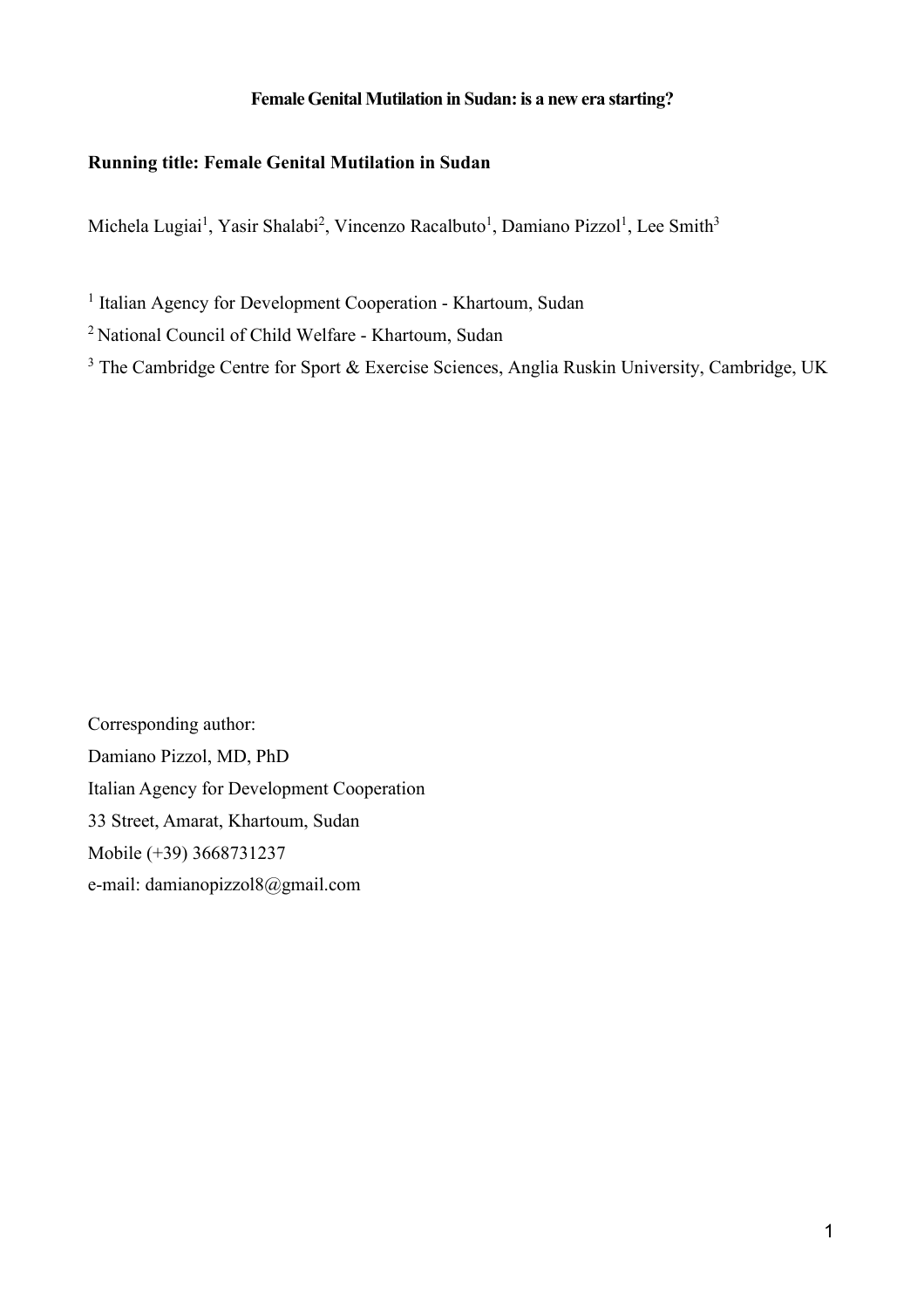# Female Genital Mutilation in Sudan: is a new era starting?

**Running title: Female Genital Mutilation in Sudan**

Michela Lugiai[1], Yasir Shalabi[2], Vincenzo Racalbuto[1], Damiano Pizzol[1], Lee Smith[3]

[1] Italian Agency for Development Cooperation - Khartoum, Sudan

[2] National Council of Child Welfare - Khartoum, Sudan

[3] The Cambridge Centre for Sport & Exercise Sciences, Anglia Ruskin University, Cambridge, UK

Corresponding author:
Damiano Pizzol, MD, PhD
Italian Agency for Development Cooperation
33 Street, Amarat, Khartoum, Sudan
Mobile (+39) 3668731237
e-mail: damianopizzol8@gmail.com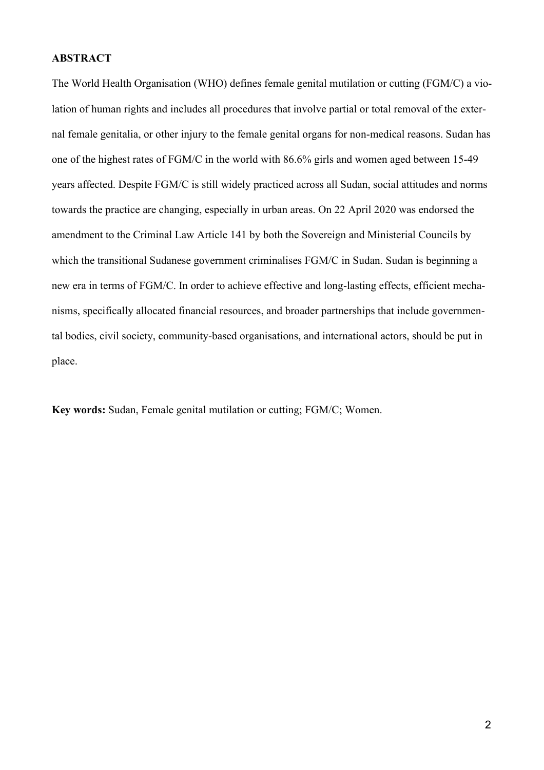**ABSTRACT**

The World Health Organisation (WHO) defines female genital mutilation or cutting (FGM/C) a violation of human rights and includes all procedures that involve partial or total removal of the external female genitalia, or other injury to the female genital organs for non-medical reasons. Sudan has one of the highest rates of FGM/C in the world with 86.6% girls and women aged between 15-49 years affected. Despite FGM/C is still widely practiced across all Sudan, social attitudes and norms towards the practice are changing, especially in urban areas. On 22 April 2020 was endorsed the amendment to the Criminal Law Article 141 by both the Sovereign and Ministerial Councils by which the transitional Sudanese government criminalises FGM/C in Sudan. Sudan is beginning a new era in terms of FGM/C. In order to achieve effective and long-lasting effects, efficient mechanisms, specifically allocated financial resources, and broader partnerships that include governmental bodies, civil society, community-based organisations, and international actors, should be put in place.

**Key words:** Sudan, Female genital mutilation or cutting; FGM/C; Women.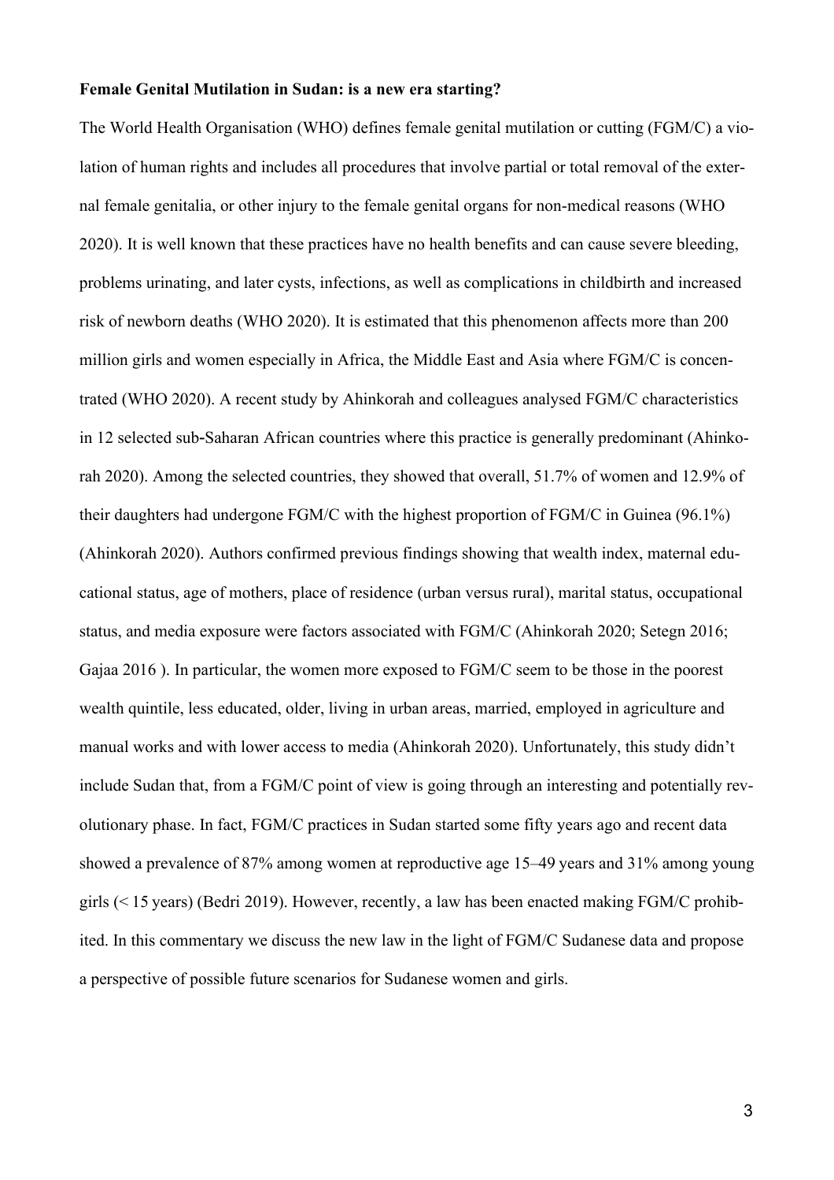**Female Genital Mutilation in Sudan: is a new era starting?**

The World Health Organisation (WHO) defines female genital mutilation or cutting (FGM/C) a violation of human rights and includes all procedures that involve partial or total removal of the external female genitalia, or other injury to the female genital organs for non-medical reasons (WHO 2020). It is well known that these practices have no health benefits and can cause severe bleeding, problems urinating, and later cysts, infections, as well as complications in childbirth and increased risk of newborn deaths (WHO 2020). It is estimated that this phenomenon affects more than 200 million girls and women especially in Africa, the Middle East and Asia where FGM/C is concentrated (WHO 2020). A recent study by Ahinkorah and colleagues analysed FGM/C characteristics in 12 selected sub-Saharan African countries where this practice is generally predominant (Ahinkorah 2020). Among the selected countries, they showed that overall, 51.7% of women and 12.9% of their daughters had undergone FGM/C with the highest proportion of FGM/C in Guinea (96.1%) (Ahinkorah 2020). Authors confirmed previous findings showing that wealth index, maternal educational status, age of mothers, place of residence (urban versus rural), marital status, occupational status, and media exposure were factors associated with FGM/C (Ahinkorah 2020; Setegn 2016; Gajaa 2016 ). In particular, the women more exposed to FGM/C seem to be those in the poorest wealth quintile, less educated, older, living in urban areas, married, employed in agriculture and manual works and with lower access to media (Ahinkorah 2020). Unfortunately, this study didn't include Sudan that, from a FGM/C point of view is going through an interesting and potentially revolutionary phase. In fact, FGM/C practices in Sudan started some fifty years ago and recent data showed a prevalence of 87% among women at reproductive age 15–49 years and 31% among young girls (< 15 years) (Bedri 2019). However, recently, a law has been enacted making FGM/C prohibited. In this commentary we discuss the new law in the light of FGM/C Sudanese data and propose a perspective of possible future scenarios for Sudanese women and girls.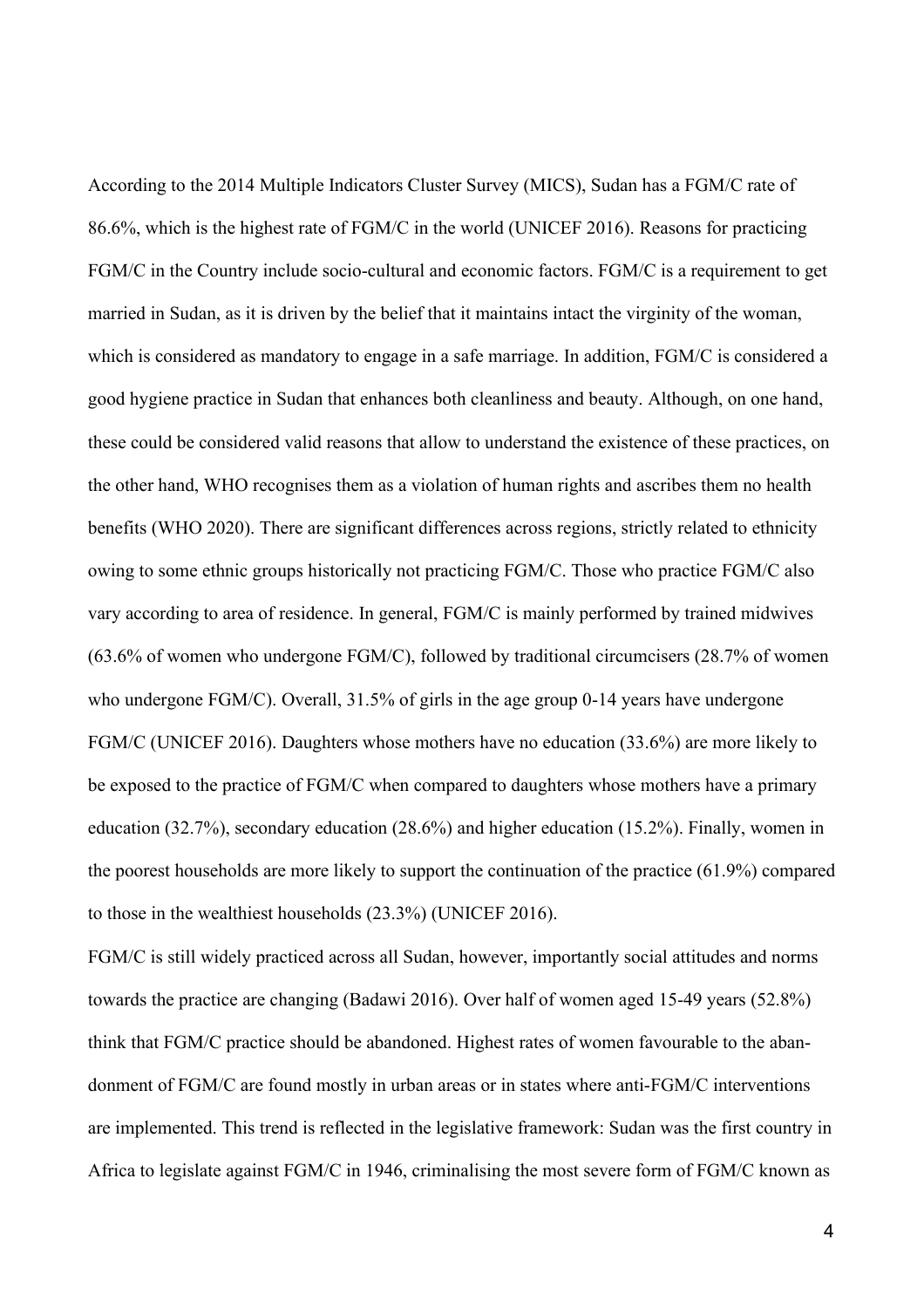According to the 2014 Multiple Indicators Cluster Survey (MICS), Sudan has a FGM/C rate of 86.6%, which is the highest rate of FGM/C in the world (UNICEF 2016). Reasons for practicing FGM/C in the Country include socio-cultural and economic factors. FGM/C is a requirement to get married in Sudan, as it is driven by the belief that it maintains intact the virginity of the woman, which is considered as mandatory to engage in a safe marriage. In addition, FGM/C is considered a good hygiene practice in Sudan that enhances both cleanliness and beauty. Although, on one hand, these could be considered valid reasons that allow to understand the existence of these practices, on the other hand, WHO recognises them as a violation of human rights and ascribes them no health benefits (WHO 2020). There are significant differences across regions, strictly related to ethnicity owing to some ethnic groups historically not practicing FGM/C. Those who practice FGM/C also vary according to area of residence. In general, FGM/C is mainly performed by trained midwives (63.6% of women who undergone FGM/C), followed by traditional circumcisers (28.7% of women who undergone FGM/C). Overall, 31.5% of girls in the age group 0-14 years have undergone FGM/C (UNICEF 2016). Daughters whose mothers have no education (33.6%) are more likely to be exposed to the practice of FGM/C when compared to daughters whose mothers have a primary education (32.7%), secondary education (28.6%) and higher education (15.2%). Finally, women in the poorest households are more likely to support the continuation of the practice (61.9%) compared to those in the wealthiest households (23.3%) (UNICEF 2016).

FGM/C is still widely practiced across all Sudan, however, importantly social attitudes and norms towards the practice are changing (Badawi 2016). Over half of women aged 15-49 years (52.8%) think that FGM/C practice should be abandoned. Highest rates of women favourable to the abandonment of FGM/C are found mostly in urban areas or in states where anti-FGM/C interventions are implemented. This trend is reflected in the legislative framework: Sudan was the first country in Africa to legislate against FGM/C in 1946, criminalising the most severe form of FGM/C known as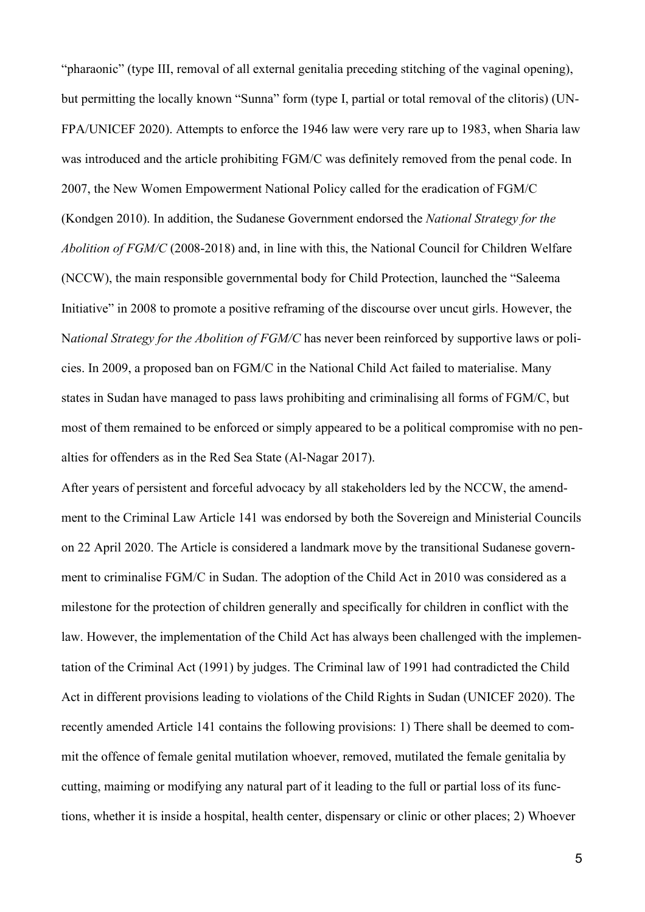"pharaonic" (type III, removal of all external genitalia preceding stitching of the vaginal opening), but permitting the locally known "Sunna" form (type I, partial or total removal of the clitoris) (UN-FPA/UNICEF 2020). Attempts to enforce the 1946 law were very rare up to 1983, when Sharia law was introduced and the article prohibiting FGM/C was definitely removed from the penal code. In 2007, the New Women Empowerment National Policy called for the eradication of FGM/C (Kondgen 2010). In addition, the Sudanese Government endorsed the *National Strategy for the Abolition of FGM/C* (2008-2018) and, in line with this, the National Council for Children Welfare (NCCW), the main responsible governmental body for Child Protection, launched the "Saleema Initiative" in 2008 to promote a positive reframing of the discourse over uncut girls. However, the N*ational Strategy for the Abolition of FGM/C* has never been reinforced by supportive laws or policies. In 2009, a proposed ban on FGM/C in the National Child Act failed to materialise. Many states in Sudan have managed to pass laws prohibiting and criminalising all forms of FGM/C, but most of them remained to be enforced or simply appeared to be a political compromise with no penalties for offenders as in the Red Sea State (Al-Nagar 2017).

After years of persistent and forceful advocacy by all stakeholders led by the NCCW, the amendment to the Criminal Law Article 141 was endorsed by both the Sovereign and Ministerial Councils on 22 April 2020. The Article is considered a landmark move by the transitional Sudanese government to criminalise FGM/C in Sudan. The adoption of the Child Act in 2010 was considered as a milestone for the protection of children generally and specifically for children in conflict with the law. However, the implementation of the Child Act has always been challenged with the implementation of the Criminal Act (1991) by judges. The Criminal law of 1991 had contradicted the Child Act in different provisions leading to violations of the Child Rights in Sudan (UNICEF 2020). The recently amended Article 141 contains the following provisions: 1) There shall be deemed to commit the offence of female genital mutilation whoever, removed, mutilated the female genitalia by cutting, maiming or modifying any natural part of it leading to the full or partial loss of its functions, whether it is inside a hospital, health center, dispensary or clinic or other places; 2) Whoever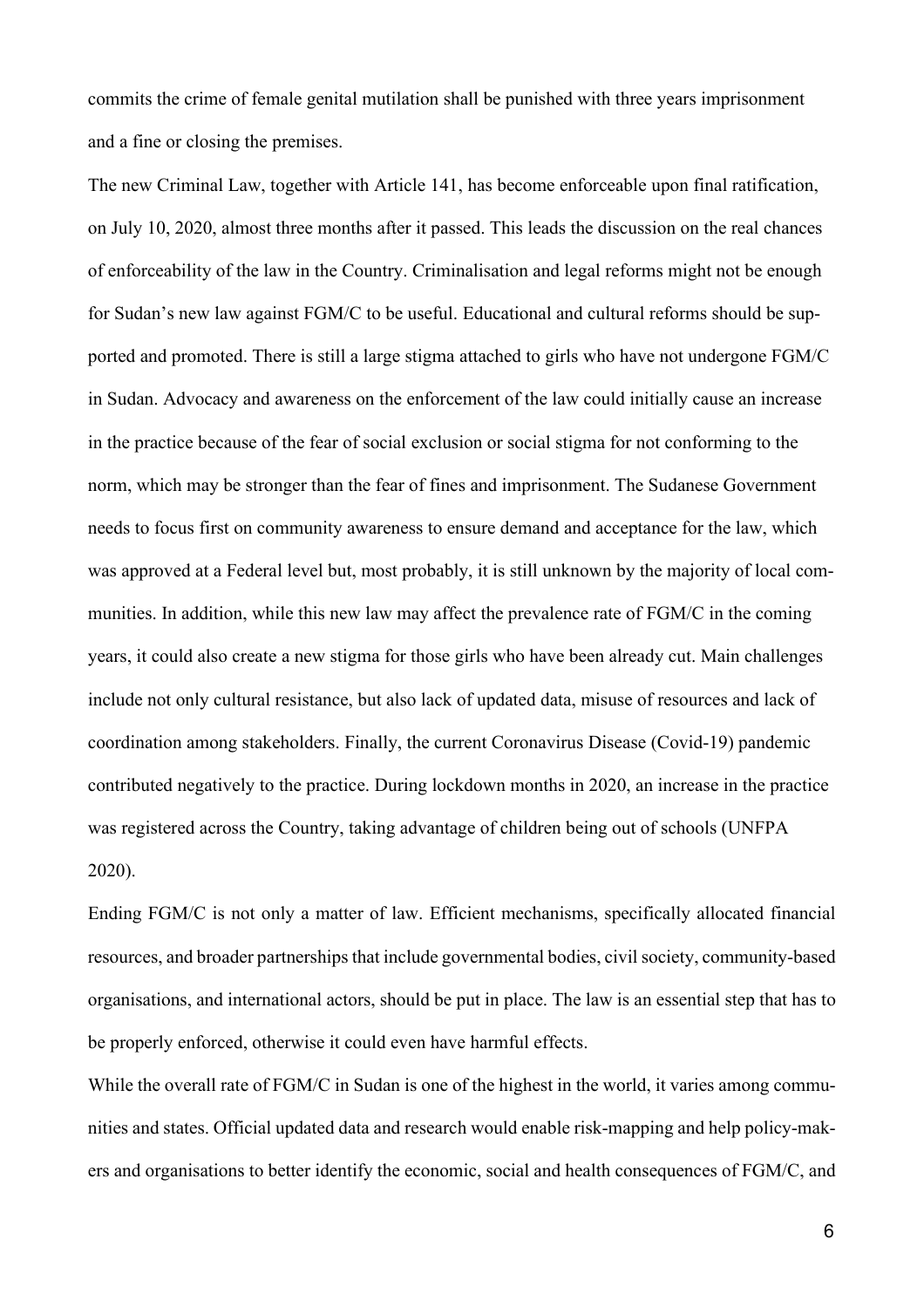commits the crime of female genital mutilation shall be punished with three years imprisonment and a fine or closing the premises.

The new Criminal Law, together with Article 141, has become enforceable upon final ratification, on July 10, 2020, almost three months after it passed. This leads the discussion on the real chances of enforceability of the law in the Country. Criminalisation and legal reforms might not be enough for Sudan's new law against FGM/C to be useful. Educational and cultural reforms should be supported and promoted. There is still a large stigma attached to girls who have not undergone FGM/C in Sudan. Advocacy and awareness on the enforcement of the law could initially cause an increase in the practice because of the fear of social exclusion or social stigma for not conforming to the norm, which may be stronger than the fear of fines and imprisonment. The Sudanese Government needs to focus first on community awareness to ensure demand and acceptance for the law, which was approved at a Federal level but, most probably, it is still unknown by the majority of local communities. In addition, while this new law may affect the prevalence rate of FGM/C in the coming years, it could also create a new stigma for those girls who have been already cut. Main challenges include not only cultural resistance, but also lack of updated data, misuse of resources and lack of coordination among stakeholders. Finally, the current Coronavirus Disease (Covid-19) pandemic contributed negatively to the practice. During lockdown months in 2020, an increase in the practice was registered across the Country, taking advantage of children being out of schools (UNFPA 2020).

Ending FGM/C is not only a matter of law. Efficient mechanisms, specifically allocated financial resources, and broader partnerships that include governmental bodies, civil society, community-based organisations, and international actors, should be put in place. The law is an essential step that has to be properly enforced, otherwise it could even have harmful effects.

While the overall rate of FGM/C in Sudan is one of the highest in the world, it varies among communities and states. Official updated data and research would enable risk-mapping and help policy-makers and organisations to better identify the economic, social and health consequences of FGM/C, and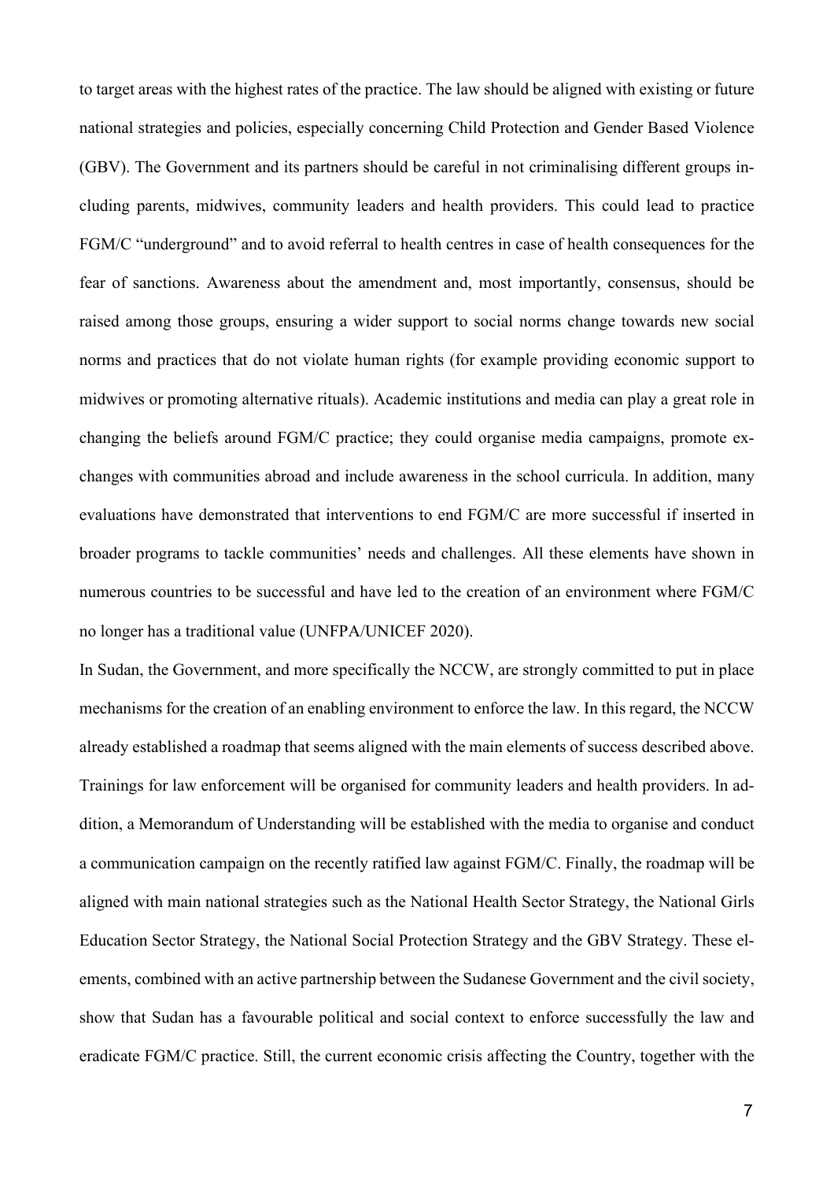to target areas with the highest rates of the practice. The law should be aligned with existing or future national strategies and policies, especially concerning Child Protection and Gender Based Violence (GBV). The Government and its partners should be careful in not criminalising different groups including parents, midwives, community leaders and health providers. This could lead to practice FGM/C "underground" and to avoid referral to health centres in case of health consequences for the fear of sanctions. Awareness about the amendment and, most importantly, consensus, should be raised among those groups, ensuring a wider support to social norms change towards new social norms and practices that do not violate human rights (for example providing economic support to midwives or promoting alternative rituals). Academic institutions and media can play a great role in changing the beliefs around FGM/C practice; they could organise media campaigns, promote exchanges with communities abroad and include awareness in the school curricula. In addition, many evaluations have demonstrated that interventions to end FGM/C are more successful if inserted in broader programs to tackle communities' needs and challenges. All these elements have shown in numerous countries to be successful and have led to the creation of an environment where FGM/C no longer has a traditional value (UNFPA/UNICEF 2020).

In Sudan, the Government, and more specifically the NCCW, are strongly committed to put in place mechanisms for the creation of an enabling environment to enforce the law. In this regard, the NCCW already established a roadmap that seems aligned with the main elements of success described above. Trainings for law enforcement will be organised for community leaders and health providers. In addition, a Memorandum of Understanding will be established with the media to organise and conduct a communication campaign on the recently ratified law against FGM/C. Finally, the roadmap will be aligned with main national strategies such as the National Health Sector Strategy, the National Girls Education Sector Strategy, the National Social Protection Strategy and the GBV Strategy. These elements, combined with an active partnership between the Sudanese Government and the civil society, show that Sudan has a favourable political and social context to enforce successfully the law and eradicate FGM/C practice. Still, the current economic crisis affecting the Country, together with the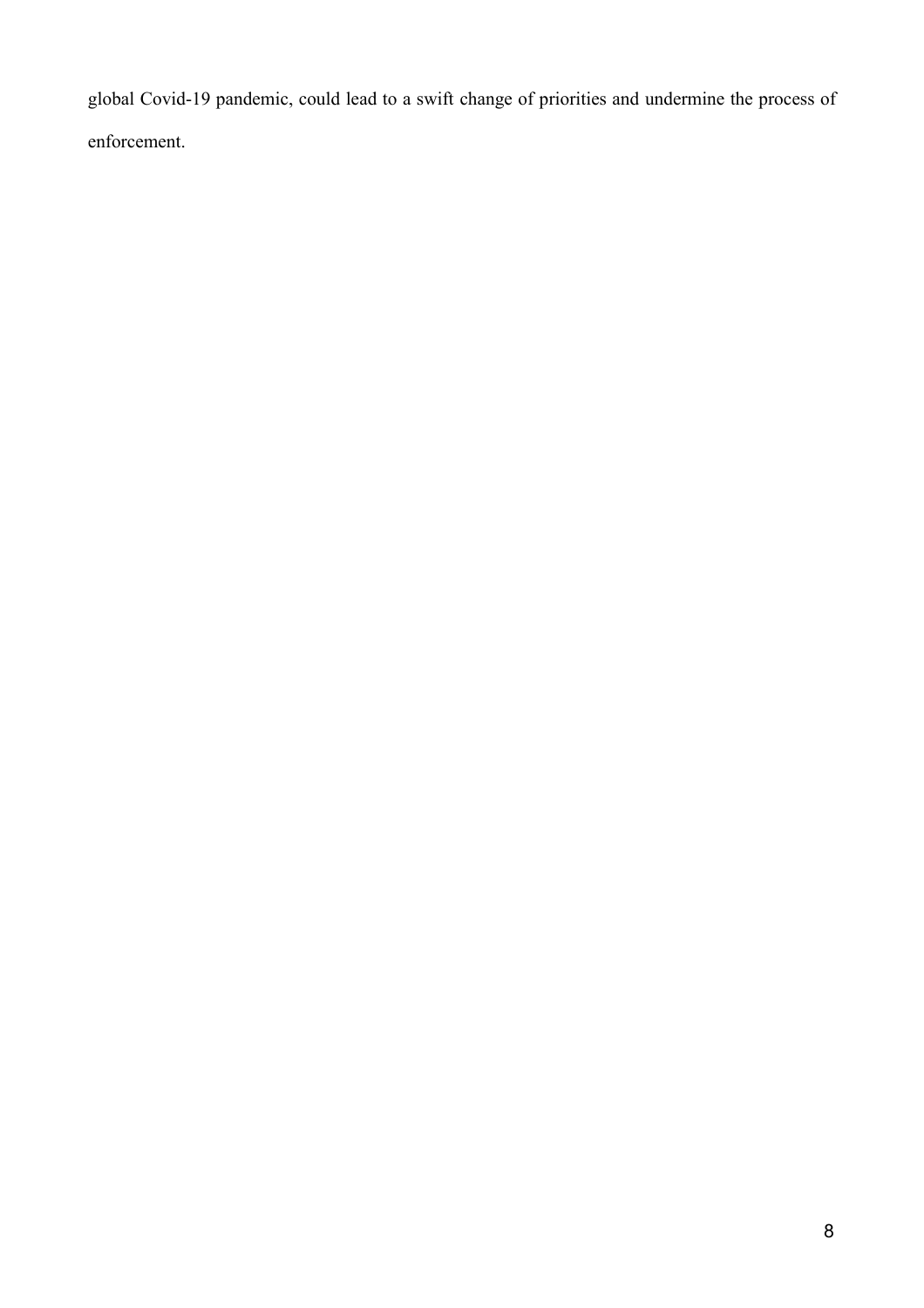global Covid-19 pandemic, could lead to a swift change of priorities and undermine the process of enforcement.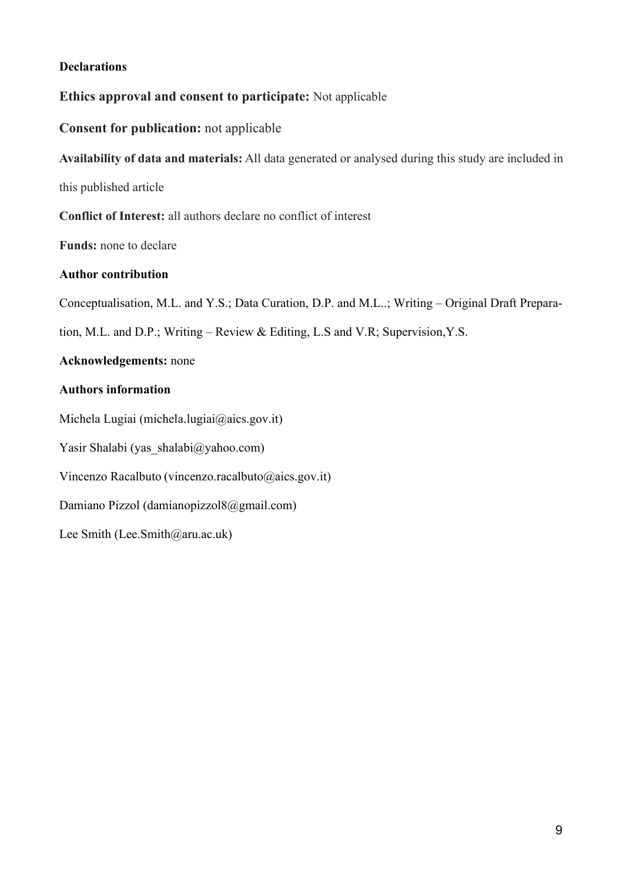**Declarations**

**Ethics approval and consent to participate:** Not applicable

**Consent for publication:** not applicable

**Availability of data and materials:** All data generated or analysed during this study are included in this published article

**Conflict of Interest:** all authors declare no conflict of interest

**Funds:** none to declare

**Author contribution**

Conceptualisation, M.L. and Y.S.; Data Curation, D.P. and M.L..; Writing – Original Draft Preparation, M.L. and D.P.; Writing – Review & Editing, L.S and V.R; Supervision,Y.S.

**Acknowledgements:** none

**Authors information**

Michela Lugiai (michela.lugiai@aics.gov.it)

Yasir Shalabi (yas_shalabi@yahoo.com)

Vincenzo Racalbuto (vincenzo.racalbuto@aics.gov.it)

Damiano Pizzol (damianopizzol8@gmail.com)

Lee Smith (Lee.Smith@aru.ac.uk)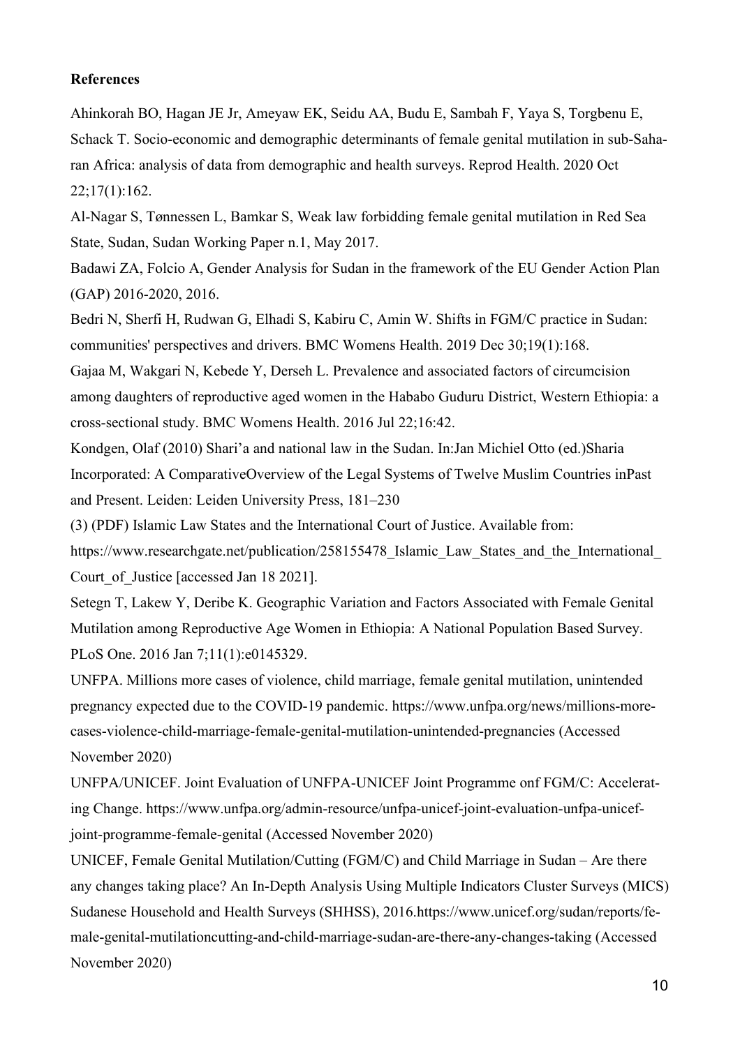**References**

Ahinkorah BO, Hagan JE Jr, Ameyaw EK, Seidu AA, Budu E, Sambah F, Yaya S, Torgbenu E, Schack T. Socio-economic and demographic determinants of female genital mutilation in sub-Saharan Africa: analysis of data from demographic and health surveys. Reprod Health. 2020 Oct 22;17(1):162.

Al-Nagar S, Tønnessen L, Bamkar S, Weak law forbidding female genital mutilation in Red Sea State, Sudan, Sudan Working Paper n.1, May 2017.

Badawi ZA, Folcio A, Gender Analysis for Sudan in the framework of the EU Gender Action Plan (GAP) 2016-2020, 2016.

Bedri N, Sherfi H, Rudwan G, Elhadi S, Kabiru C, Amin W. Shifts in FGM/C practice in Sudan: communities' perspectives and drivers. BMC Womens Health. 2019 Dec 30;19(1):168.

Gajaa M, Wakgari N, Kebede Y, Derseh L. Prevalence and associated factors of circumcision among daughters of reproductive aged women in the Hababo Guduru District, Western Ethiopia: a cross-sectional study. BMC Womens Health. 2016 Jul 22;16:42.

Kondgen, Olaf (2010) Shari'a and national law in the Sudan. In:Jan Michiel Otto (ed.)Sharia Incorporated: A ComparativeOverview of the Legal Systems of Twelve Muslim Countries inPast and Present. Leiden: Leiden University Press, 181–230

(3) (PDF) Islamic Law States and the International Court of Justice. Available from: https://www.researchgate.net/publication/258155478_Islamic_Law_States_and_the_International_Court_of_Justice [accessed Jan 18 2021].

Setegn T, Lakew Y, Deribe K. Geographic Variation and Factors Associated with Female Genital Mutilation among Reproductive Age Women in Ethiopia: A National Population Based Survey. PLoS One. 2016 Jan 7;11(1):e0145329.

UNFPA. Millions more cases of violence, child marriage, female genital mutilation, unintended pregnancy expected due to the COVID-19 pandemic. https://www.unfpa.org/news/millions-more-cases-violence-child-marriage-female-genital-mutilation-unintended-pregnancies (Accessed November 2020)

UNFPA/UNICEF. Joint Evaluation of UNFPA-UNICEF Joint Programme onf FGM/C: Accelerating Change. https://www.unfpa.org/admin-resource/unfpa-unicef-joint-evaluation-unfpa-unicef-joint-programme-female-genital (Accessed November 2020)

UNICEF, Female Genital Mutilation/Cutting (FGM/C) and Child Marriage in Sudan – Are there any changes taking place? An In-Depth Analysis Using Multiple Indicators Cluster Surveys (MICS) Sudanese Household and Health Surveys (SHHSS), 2016.https://www.unicef.org/sudan/reports/female-genital-mutilationcutting-and-child-marriage-sudan-are-there-any-changes-taking (Accessed November 2020)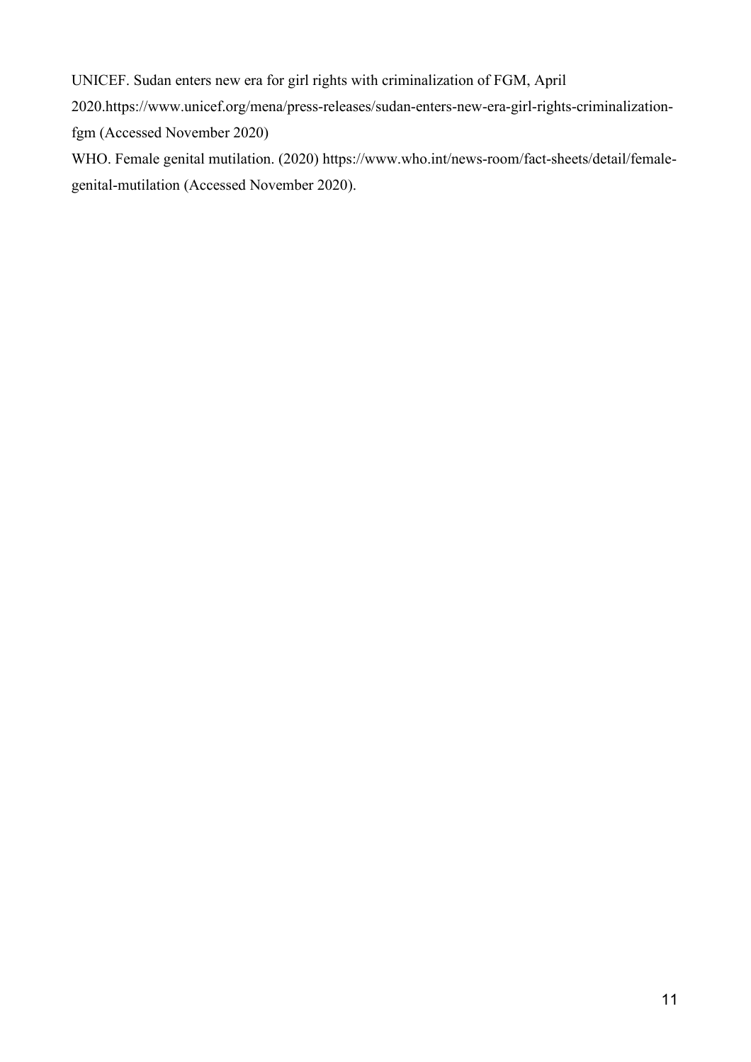UNICEF. Sudan enters new era for girl rights with criminalization of FGM, April 2020.https://www.unicef.org/mena/press-releases/sudan-enters-new-era-girl-rights-criminalization-fgm (Accessed November 2020)

WHO. Female genital mutilation. (2020) https://www.who.int/news-room/fact-sheets/detail/female-genital-mutilation (Accessed November 2020).